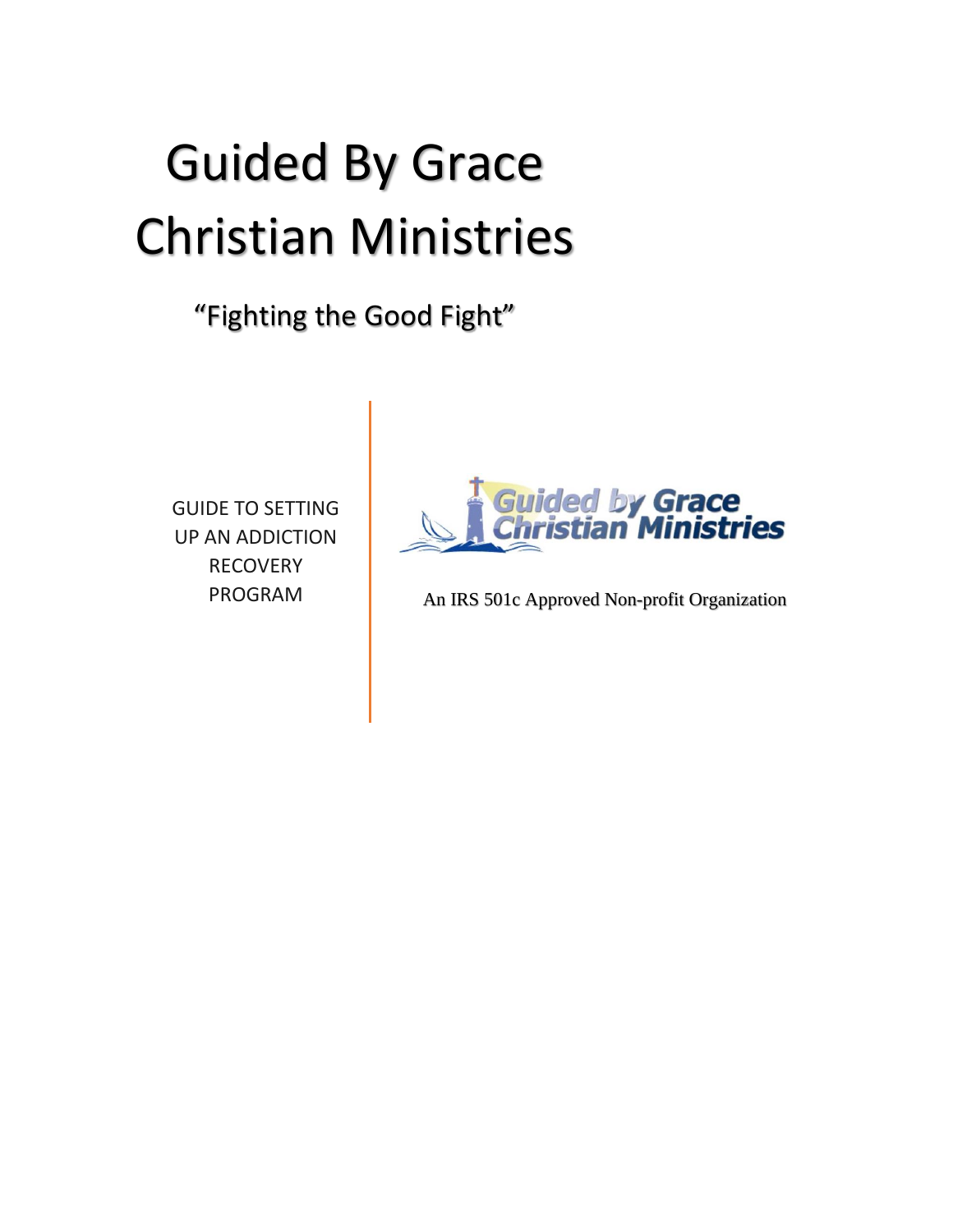# Guided By Grace Christian Ministries

"Fighting the Good Fight"

GUIDE TO SETTING UP AN ADDICTION RECOVERY PROGRAM

Guided by Grace Christian Ministries

An IRS 501c Approved Non-profit Organization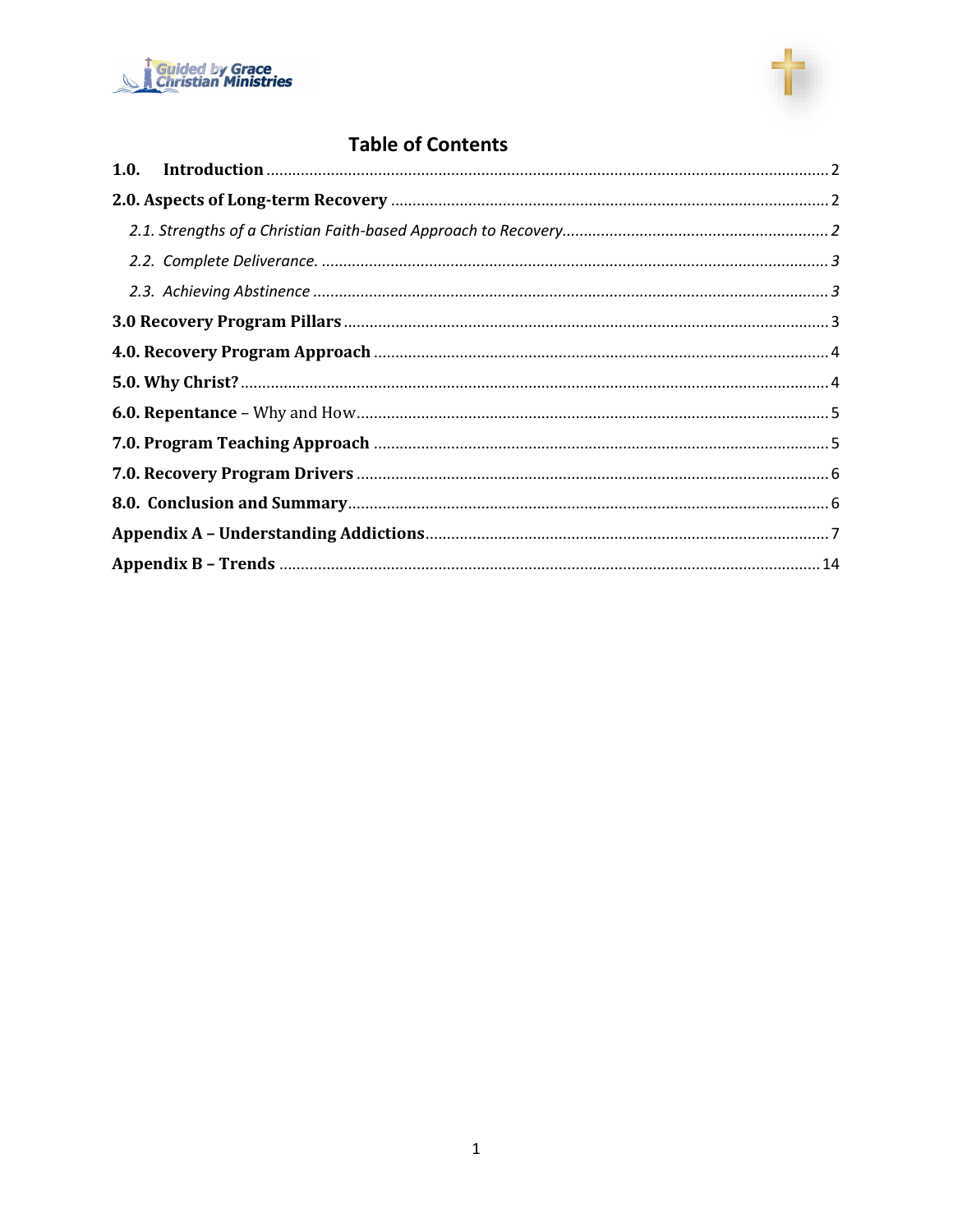## Table of Contents

**1.0. Introduction** ........ 2

**2.0. Aspects of Long-term Recovery** ........ 2

*2.1. Strengths of a Christian Faith-based Approach to Recovery* ........ 2

*2.2. Complete Deliverance.* ........ 3

*2.3. Achieving Abstinence* ........ 3

**3.0 Recovery Program Pillars** ........ 3

**4.0. Recovery Program Approach** ........ 4

**5.0. Why Christ?** ........ 4

**6.0. Repentance** – Why and How ........ 5

**7.0. Program Teaching Approach** ........ 5

**7.0. Recovery Program Drivers** ........ 6

**8.0. Conclusion and Summary** ........ 6

**Appendix A – Understanding Addictions** ........ 7

**Appendix B – Trends** ........ 14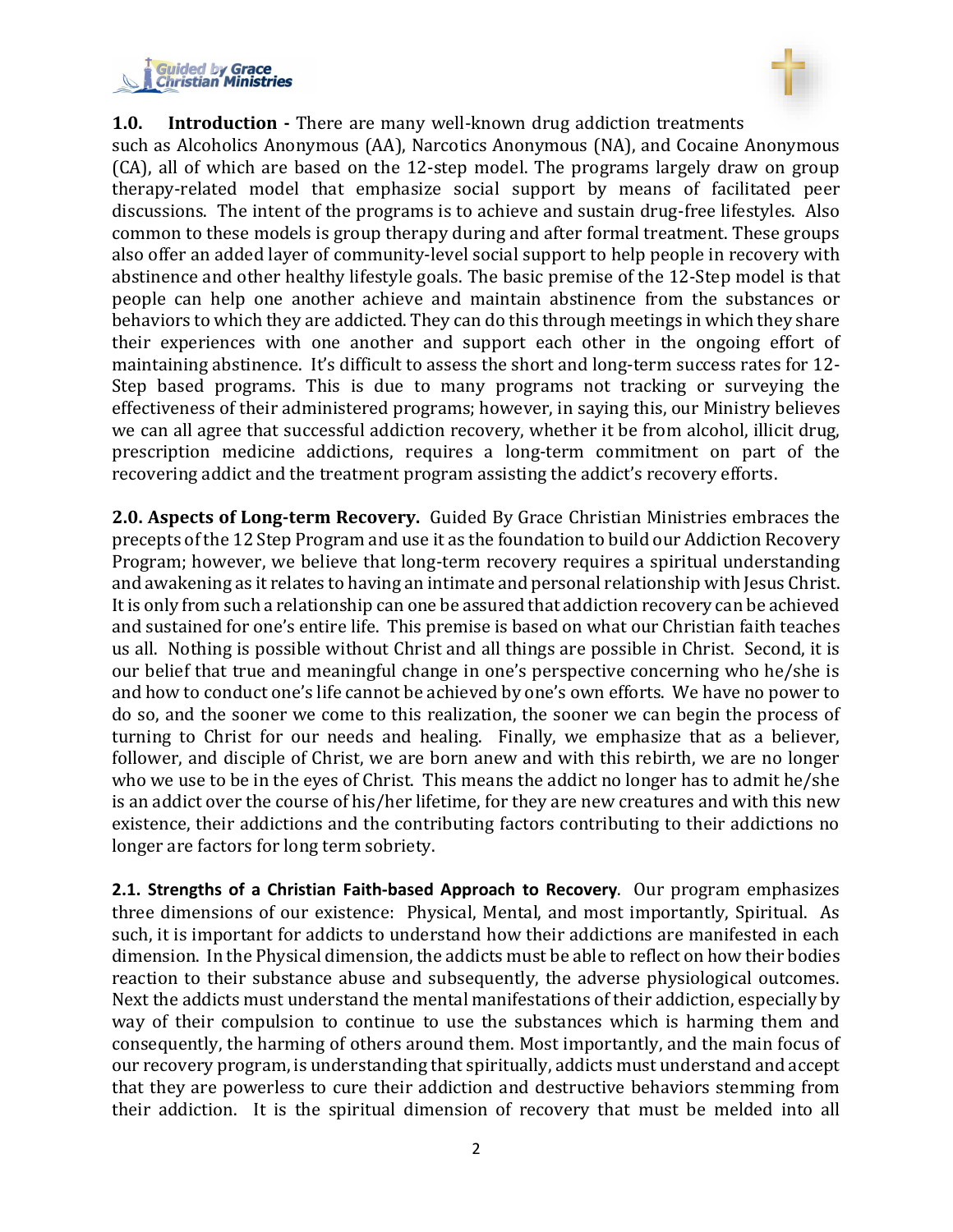**1.0. Introduction -** There are many well-known drug addiction treatments such as Alcoholics Anonymous (AA), Narcotics Anonymous (NA), and Cocaine Anonymous (CA), all of which are based on the 12-step model. The programs largely draw on group therapy-related model that emphasize social support by means of facilitated peer discussions. The intent of the programs is to achieve and sustain drug-free lifestyles. Also common to these models is group therapy during and after formal treatment. These groups also offer an added layer of community-level social support to help people in recovery with abstinence and other healthy lifestyle goals. The basic premise of the 12-Step model is that people can help one another achieve and maintain abstinence from the substances or behaviors to which they are addicted. They can do this through meetings in which they share their experiences with one another and support each other in the ongoing effort of maintaining abstinence. It's difficult to assess the short and long-term success rates for 12-Step based programs. This is due to many programs not tracking or surveying the effectiveness of their administered programs; however, in saying this, our Ministry believes we can all agree that successful addiction recovery, whether it be from alcohol, illicit drug, prescription medicine addictions, requires a long-term commitment on part of the recovering addict and the treatment program assisting the addict's recovery efforts.

**2.0. Aspects of Long-term Recovery.** Guided By Grace Christian Ministries embraces the precepts of the 12 Step Program and use it as the foundation to build our Addiction Recovery Program; however, we believe that long-term recovery requires a spiritual understanding and awakening as it relates to having an intimate and personal relationship with Jesus Christ. It is only from such a relationship can one be assured that addiction recovery can be achieved and sustained for one's entire life. This premise is based on what our Christian faith teaches us all. Nothing is possible without Christ and all things are possible in Christ. Second, it is our belief that true and meaningful change in one's perspective concerning who he/she is and how to conduct one's life cannot be achieved by one's own efforts. We have no power to do so, and the sooner we come to this realization, the sooner we can begin the process of turning to Christ for our needs and healing. Finally, we emphasize that as a believer, follower, and disciple of Christ, we are born anew and with this rebirth, we are no longer who we use to be in the eyes of Christ. This means the addict no longer has to admit he/she is an addict over the course of his/her lifetime, for they are new creatures and with this new existence, their addictions and the contributing factors contributing to their addictions no longer are factors for long term sobriety.

**2.1. Strengths of a Christian Faith-based Approach to Recovery**. Our program emphasizes three dimensions of our existence: Physical, Mental, and most importantly, Spiritual. As such, it is important for addicts to understand how their addictions are manifested in each dimension. In the Physical dimension, the addicts must be able to reflect on how their bodies reaction to their substance abuse and subsequently, the adverse physiological outcomes. Next the addicts must understand the mental manifestations of their addiction, especially by way of their compulsion to continue to use the substances which is harming them and consequently, the harming of others around them. Most importantly, and the main focus of our recovery program, is understanding that spiritually, addicts must understand and accept that they are powerless to cure their addiction and destructive behaviors stemming from their addiction. It is the spiritual dimension of recovery that must be melded into all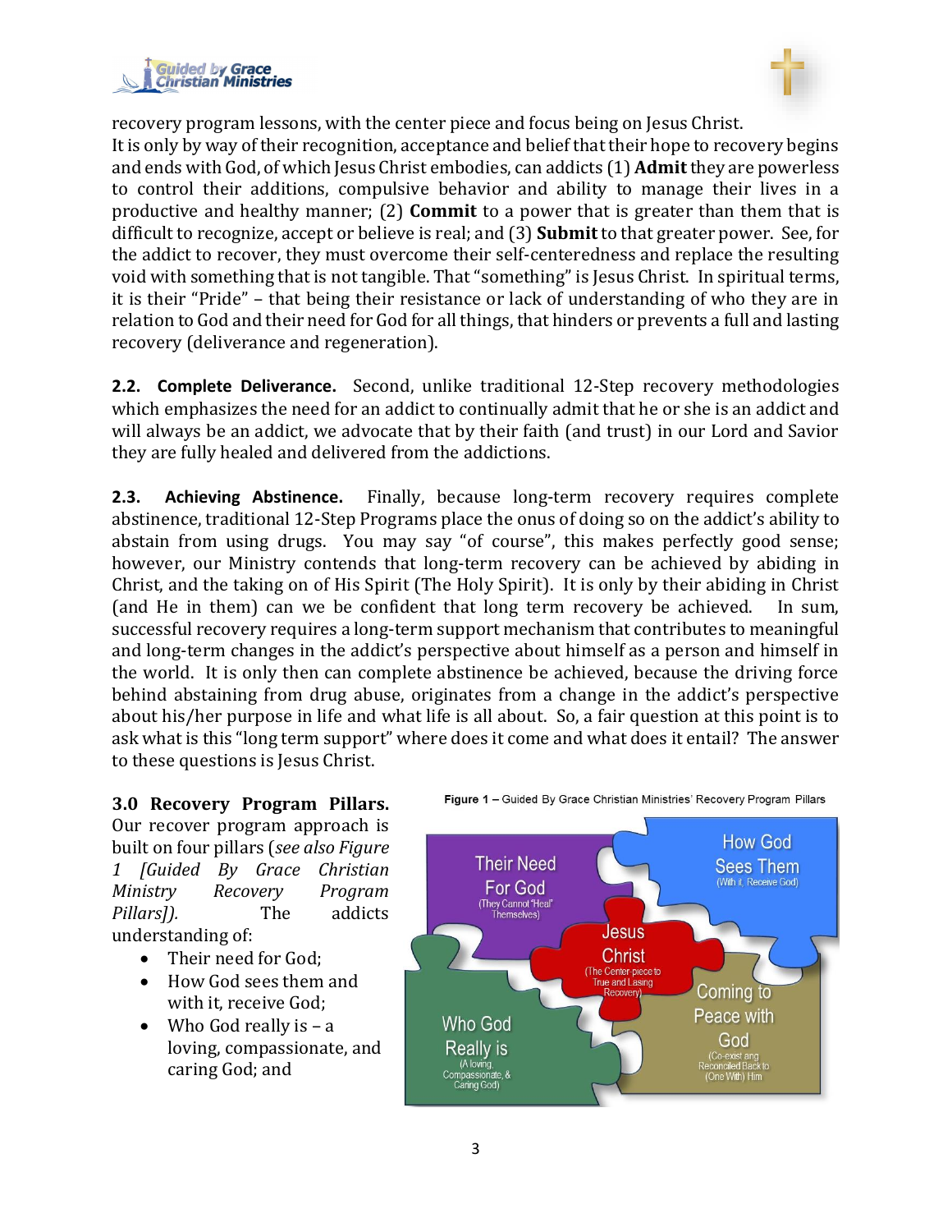recovery program lessons, with the center piece and focus being on Jesus Christ. It is only by way of their recognition, acceptance and belief that their hope to recovery begins and ends with God, of which Jesus Christ embodies, can addicts (1) **Admit** they are powerless to control their additions, compulsive behavior and ability to manage their lives in a productive and healthy manner; (2) **Commit** to a power that is greater than them that is difficult to recognize, accept or believe is real; and (3) **Submit** to that greater power. See, for the addict to recover, they must overcome their self-centeredness and replace the resulting void with something that is not tangible. That "something" is Jesus Christ. In spiritual terms, it is their "Pride" – that being their resistance or lack of understanding of who they are in relation to God and their need for God for all things, that hinders or prevents a full and lasting recovery (deliverance and regeneration).

**2.2. Complete Deliverance.** Second, unlike traditional 12-Step recovery methodologies which emphasizes the need for an addict to continually admit that he or she is an addict and will always be an addict, we advocate that by their faith (and trust) in our Lord and Savior they are fully healed and delivered from the addictions.

**2.3. Achieving Abstinence.** Finally, because long-term recovery requires complete abstinence, traditional 12-Step Programs place the onus of doing so on the addict's ability to abstain from using drugs. You may say "of course", this makes perfectly good sense; however, our Ministry contends that long-term recovery can be achieved by abiding in Christ, and the taking on of His Spirit (The Holy Spirit). It is only by their abiding in Christ (and He in them) can we be confident that long term recovery be achieved. In sum, successful recovery requires a long-term support mechanism that contributes to meaningful and long-term changes in the addict's perspective about himself as a person and himself in the world. It is only then can complete abstinence be achieved, because the driving force behind abstaining from drug abuse, originates from a change in the addict's perspective about his/her purpose in life and what life is all about. So, a fair question at this point is to ask what is this "long term support" where does it come and what does it entail? The answer to these questions is Jesus Christ.

## 3.0 Recovery Program Pillars.

Our recover program approach is built on four pillars (*see also Figure 1 [Guided By Grace Christian Ministry Recovery Program Pillars]).* The addicts understanding of:

- Their need for God;
- How God sees them and with it, receive God;
- Who God really is – a loving, compassionate, and caring God; and

**Figure 1 –** Guided By Grace Christian Ministries' Recovery Program Pillars

Their Need For God (They Cannot "Heal" Themselves)

How God Sees Them (With it, Receive God)

Jesus Christ (The Center-piece to True and Lasing Recovery)

Who God Really is (A loving, Compassionate, & Caring God)

Coming to Peace with God (Co-exist ang Reconciled Back to (One With) Him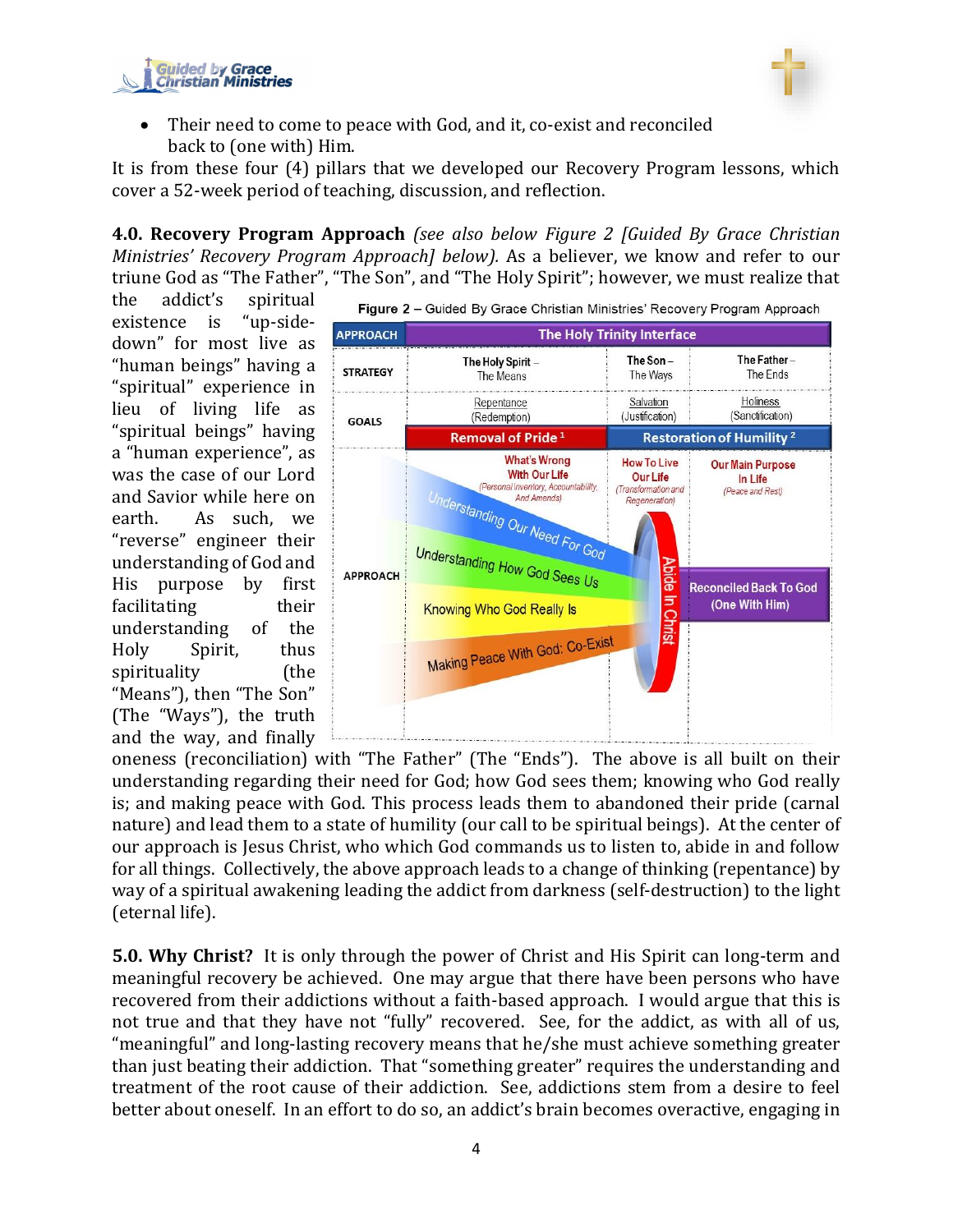- Their need to come to peace with God, and it, co-exist and reconciled back to (one with) Him.

It is from these four (4) pillars that we developed our Recovery Program lessons, which cover a 52-week period of teaching, discussion, and reflection.

**4.0. Recovery Program Approach** *(see also below Figure 2 [Guided By Grace Christian Ministries' Recovery Program Approach] below).* As a believer, we know and refer to our triune God as "The Father", "The Son", and "The Holy Spirit"; however, we must realize that the addict's spiritual existence is "up-side-down" for most live as "human beings" having a "spiritual" experience in lieu of living life as "spiritual beings" having a "human experience", as was the case of our Lord and Savior while here on earth. As such, we "reverse" engineer their understanding of God and His purpose by first facilitating their understanding of the Holy Spirit, thus spirituality (the "Means"), then "The Son" (The "Ways"), the truth and the way, and finally oneness (reconciliation) with "The Father" (The "Ends"). The above is all built on their understanding regarding their need for God; how God sees them; knowing who God really is; and making peace with God. This process leads them to abandoned their pride (carnal nature) and lead them to a state of humility (our call to be spiritual beings). At the center of our approach is Jesus Christ, who which God commands us to listen to, abide in and follow for all things. Collectively, the above approach leads to a change of thinking (repentance) by way of a spiritual awakening leading the addict from darkness (self-destruction) to the light (eternal life).

**Figure 2** – Guided By Grace Christian Ministries' Recovery Program Approach

| APPROACH | The Holy Trinity Interface | | |
|---|---|---|---|
| STRATEGY | The Holy Spirit – The Means | The Son – The Ways | The Father – The Ends |
| GOALS | Repentance (Redemption) | Salvation (Justification) | Holiness (Sanctification) |
| | Removal of Pride [1] | Restoration of Humility [2] | |
| APPROACH | What's Wrong With Our Life (Personal Inventory, Accountability, And Amends) | How To Live Our Life (Transformation and Regeneration) | Our Main Purpose In Life (Peace and Rest) |
| | Understanding Our Need For God; Understanding How God Sees Us; Knowing Who God Really Is; Making Peace With God: Co-Exist | Abide In Christ | Reconciled Back To God (One With Him) |

**5.0. Why Christ?** It is only through the power of Christ and His Spirit can long-term and meaningful recovery be achieved. One may argue that there have been persons who have recovered from their addictions without a faith-based approach. I would argue that this is not true and that they have not "fully" recovered. See, for the addict, as with all of us, "meaningful" and long-lasting recovery means that he/she must achieve something greater than just beating their addiction. That "something greater" requires the understanding and treatment of the root cause of their addiction. See, addictions stem from a desire to feel better about oneself. In an effort to do so, an addict's brain becomes overactive, engaging in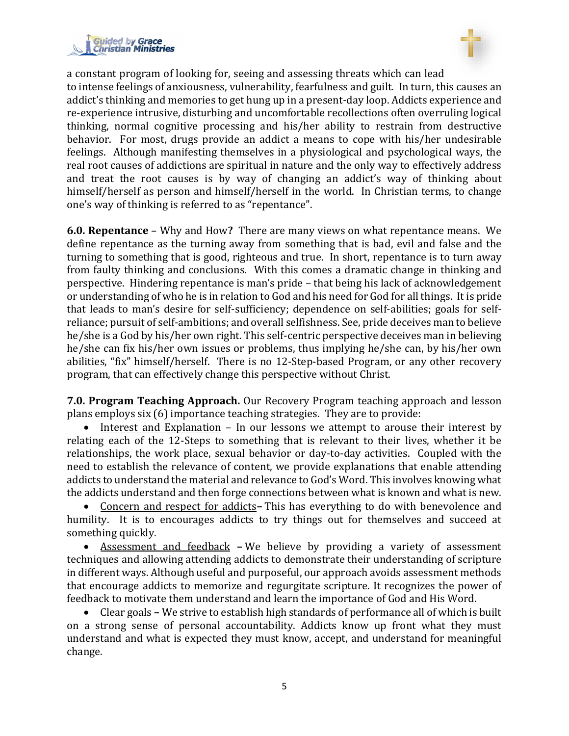a constant program of looking for, seeing and assessing threats which can lead to intense feelings of anxiousness, vulnerability, fearfulness and guilt. In turn, this causes an addict's thinking and memories to get hung up in a present-day loop. Addicts experience and re-experience intrusive, disturbing and uncomfortable recollections often overruling logical thinking, normal cognitive processing and his/her ability to restrain from destructive behavior. For most, drugs provide an addict a means to cope with his/her undesirable feelings. Although manifesting themselves in a physiological and psychological ways, the real root causes of addictions are spiritual in nature and the only way to effectively address and treat the root causes is by way of changing an addict's way of thinking about himself/herself as person and himself/herself in the world. In Christian terms, to change one's way of thinking is referred to as "repentance".

**6.0. Repentance** – Why and How**?** There are many views on what repentance means. We define repentance as the turning away from something that is bad, evil and false and the turning to something that is good, righteous and true. In short, repentance is to turn away from faulty thinking and conclusions. With this comes a dramatic change in thinking and perspective. Hindering repentance is man's pride – that being his lack of acknowledgement or understanding of who he is in relation to God and his need for God for all things. It is pride that leads to man's desire for self-sufficiency; dependence on self-abilities; goals for self-reliance; pursuit of self-ambitions; and overall selfishness. See, pride deceives man to believe he/she is a God by his/her own right. This self-centric perspective deceives man in believing he/she can fix his/her own issues or problems, thus implying he/she can, by his/her own abilities, "fix" himself/herself. There is no 12-Step-based Program, or any other recovery program, that can effectively change this perspective without Christ.

**7.0. Program Teaching Approach.** Our Recovery Program teaching approach and lesson plans employs six (6) importance teaching strategies. They are to provide:

- <u>Interest and Explanation</u> – In our lessons we attempt to arouse their interest by relating each of the 12-Steps to something that is relevant to their lives, whether it be relationships, the work place, sexual behavior or day-to-day activities. Coupled with the need to establish the relevance of content, we provide explanations that enable attending addicts to understand the material and relevance to God's Word. This involves knowing what the addicts understand and then forge connections between what is known and what is new.
- <u>Concern and respect for addicts</u>**–** This has everything to do with benevolence and humility. It is to encourages addicts to try things out for themselves and succeed at something quickly.
- <u>Assessment and feedback</u> **–** We believe by providing a variety of assessment techniques and allowing attending addicts to demonstrate their understanding of scripture in different ways. Although useful and purposeful, our approach avoids assessment methods that encourage addicts to memorize and regurgitate scripture. It recognizes the power of feedback to motivate them understand and learn the importance of God and His Word.
- <u>Clear goals</u> **–** We strive to establish high standards of performance all of which is built on a strong sense of personal accountability. Addicts know up front what they must understand and what is expected they must know, accept, and understand for meaningful change.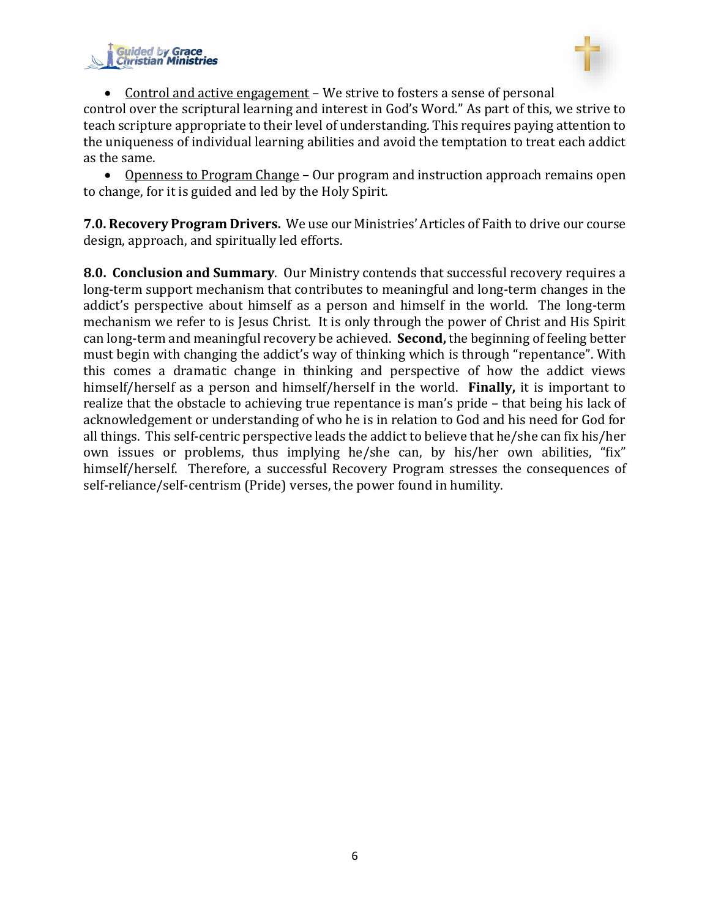- Control and active engagement – We strive to fosters a sense of personal control over the scriptural learning and interest in God's Word." As part of this, we strive to teach scripture appropriate to their level of understanding. This requires paying attention to the uniqueness of individual learning abilities and avoid the temptation to treat each addict as the same.
- Openness to Program Change – Our program and instruction approach remains open to change, for it is guided and led by the Holy Spirit.

**7.0. Recovery Program Drivers.** We use our Ministries' Articles of Faith to drive our course design, approach, and spiritually led efforts.

**8.0. Conclusion and Summary**. Our Ministry contends that successful recovery requires a long-term support mechanism that contributes to meaningful and long-term changes in the addict's perspective about himself as a person and himself in the world. The long-term mechanism we refer to is Jesus Christ. It is only through the power of Christ and His Spirit can long-term and meaningful recovery be achieved. **Second,** the beginning of feeling better must begin with changing the addict's way of thinking which is through "repentance". With this comes a dramatic change in thinking and perspective of how the addict views himself/herself as a person and himself/herself in the world. **Finally,** it is important to realize that the obstacle to achieving true repentance is man's pride – that being his lack of acknowledgement or understanding of who he is in relation to God and his need for God for all things. This self-centric perspective leads the addict to believe that he/she can fix his/her own issues or problems, thus implying he/she can, by his/her own abilities, "fix" himself/herself. Therefore, a successful Recovery Program stresses the consequences of self-reliance/self-centrism (Pride) verses, the power found in humility.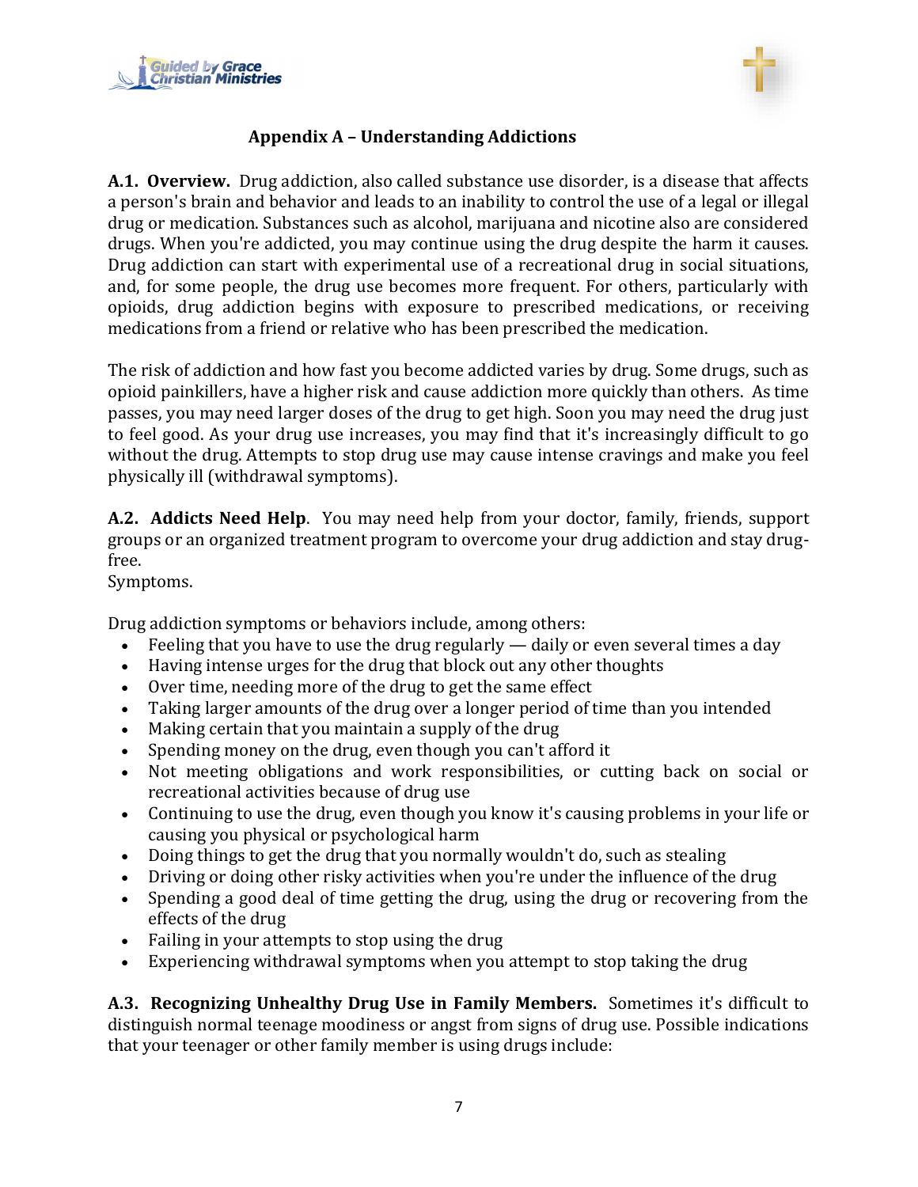## Appendix A – Understanding Addictions

**A.1. Overview.** Drug addiction, also called substance use disorder, is a disease that affects a person's brain and behavior and leads to an inability to control the use of a legal or illegal drug or medication. Substances such as alcohol, marijuana and nicotine also are considered drugs. When you're addicted, you may continue using the drug despite the harm it causes. Drug addiction can start with experimental use of a recreational drug in social situations, and, for some people, the drug use becomes more frequent. For others, particularly with opioids, drug addiction begins with exposure to prescribed medications, or receiving medications from a friend or relative who has been prescribed the medication.

The risk of addiction and how fast you become addicted varies by drug. Some drugs, such as opioid painkillers, have a higher risk and cause addiction more quickly than others. As time passes, you may need larger doses of the drug to get high. Soon you may need the drug just to feel good. As your drug use increases, you may find that it's increasingly difficult to go without the drug. Attempts to stop drug use may cause intense cravings and make you feel physically ill (withdrawal symptoms).

**A.2. Addicts Need Help**. You may need help from your doctor, family, friends, support groups or an organized treatment program to overcome your drug addiction and stay drug-free.
Symptoms.

Drug addiction symptoms or behaviors include, among others:

- Feeling that you have to use the drug regularly — daily or even several times a day
- Having intense urges for the drug that block out any other thoughts
- Over time, needing more of the drug to get the same effect
- Taking larger amounts of the drug over a longer period of time than you intended
- Making certain that you maintain a supply of the drug
- Spending money on the drug, even though you can't afford it
- Not meeting obligations and work responsibilities, or cutting back on social or recreational activities because of drug use
- Continuing to use the drug, even though you know it's causing problems in your life or causing you physical or psychological harm
- Doing things to get the drug that you normally wouldn't do, such as stealing
- Driving or doing other risky activities when you're under the influence of the drug
- Spending a good deal of time getting the drug, using the drug or recovering from the effects of the drug
- Failing in your attempts to stop using the drug
- Experiencing withdrawal symptoms when you attempt to stop taking the drug

**A.3. Recognizing Unhealthy Drug Use in Family Members.** Sometimes it's difficult to distinguish normal teenage moodiness or angst from signs of drug use. Possible indications that your teenager or other family member is using drugs include: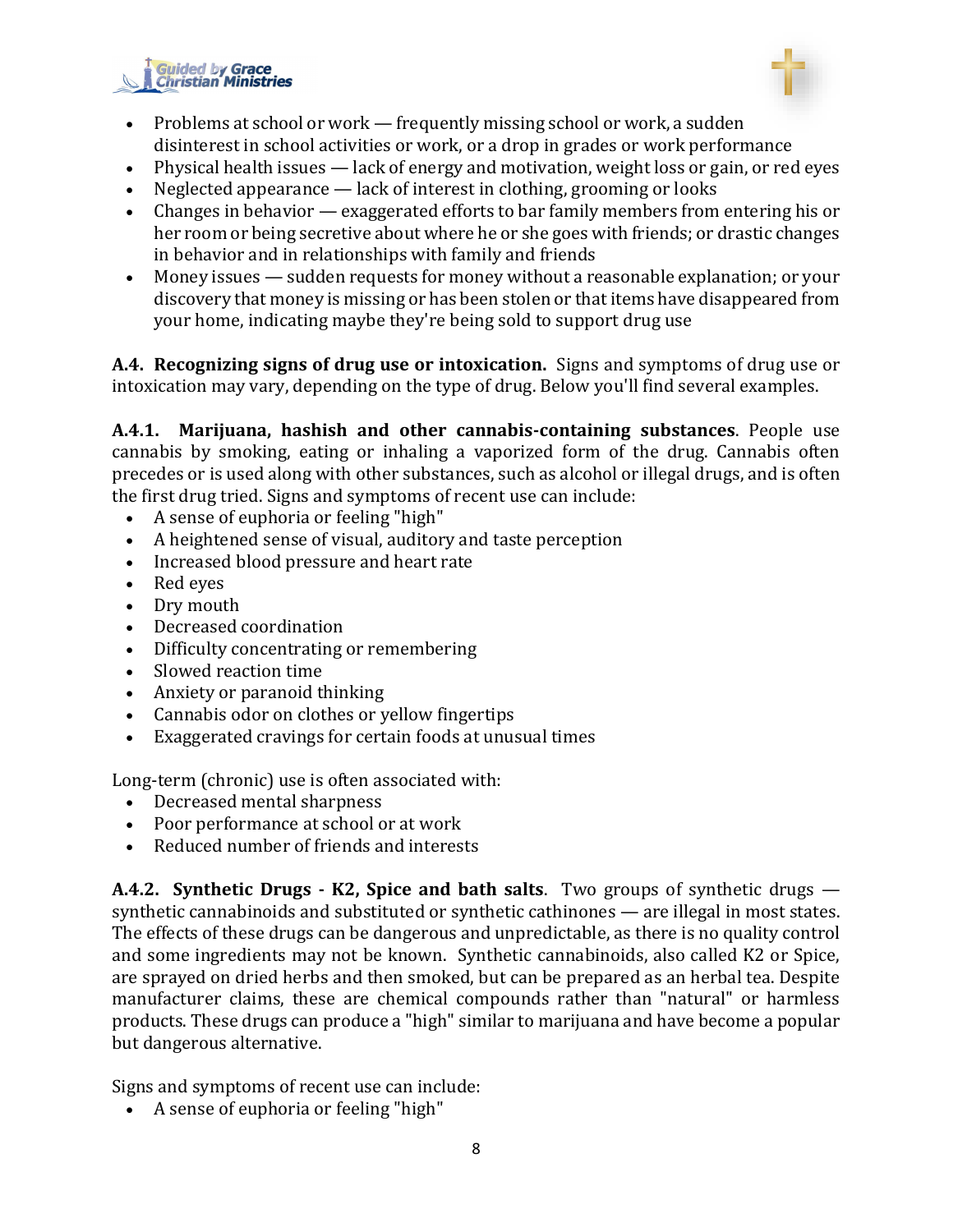- Problems at school or work — frequently missing school or work, a sudden disinterest in school activities or work, or a drop in grades or work performance
- Physical health issues — lack of energy and motivation, weight loss or gain, or red eyes
- Neglected appearance — lack of interest in clothing, grooming or looks
- Changes in behavior — exaggerated efforts to bar family members from entering his or her room or being secretive about where he or she goes with friends; or drastic changes in behavior and in relationships with family and friends
- Money issues — sudden requests for money without a reasonable explanation; or your discovery that money is missing or has been stolen or that items have disappeared from your home, indicating maybe they're being sold to support drug use

**A.4. Recognizing signs of drug use or intoxication.** Signs and symptoms of drug use or intoxication may vary, depending on the type of drug. Below you'll find several examples.

**A.4.1. Marijuana, hashish and other cannabis-containing substances**. People use cannabis by smoking, eating or inhaling a vaporized form of the drug. Cannabis often precedes or is used along with other substances, such as alcohol or illegal drugs, and is often the first drug tried. Signs and symptoms of recent use can include:

- A sense of euphoria or feeling "high"
- A heightened sense of visual, auditory and taste perception
- Increased blood pressure and heart rate
- Red eyes
- Dry mouth
- Decreased coordination
- Difficulty concentrating or remembering
- Slowed reaction time
- Anxiety or paranoid thinking
- Cannabis odor on clothes or yellow fingertips
- Exaggerated cravings for certain foods at unusual times

Long-term (chronic) use is often associated with:

- Decreased mental sharpness
- Poor performance at school or at work
- Reduced number of friends and interests

**A.4.2. Synthetic Drugs - K2, Spice and bath salts**. Two groups of synthetic drugs — synthetic cannabinoids and substituted or synthetic cathinones — are illegal in most states. The effects of these drugs can be dangerous and unpredictable, as there is no quality control and some ingredients may not be known. Synthetic cannabinoids, also called K2 or Spice, are sprayed on dried herbs and then smoked, but can be prepared as an herbal tea. Despite manufacturer claims, these are chemical compounds rather than "natural" or harmless products. These drugs can produce a "high" similar to marijuana and have become a popular but dangerous alternative.

Signs and symptoms of recent use can include:

- A sense of euphoria or feeling "high"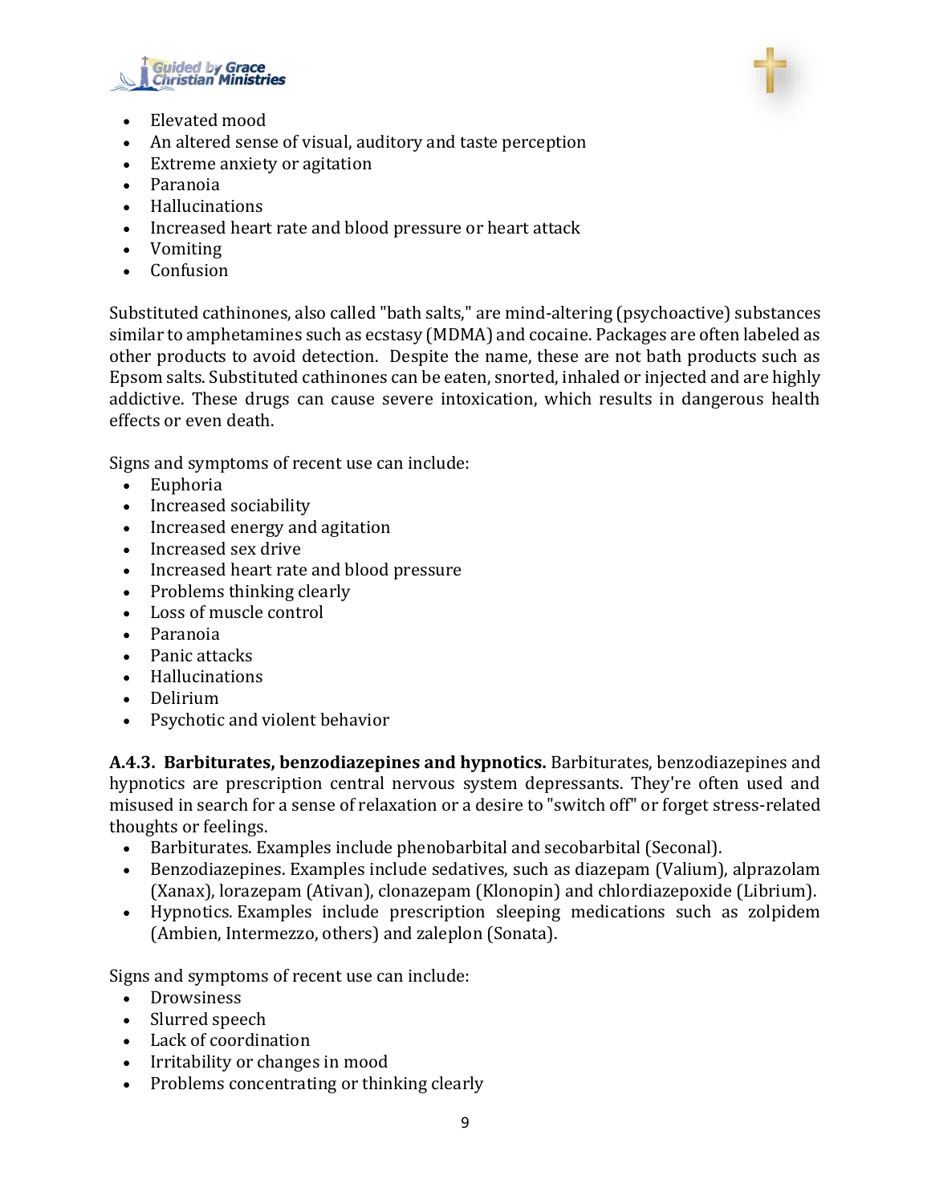- Elevated mood
- An altered sense of visual, auditory and taste perception
- Extreme anxiety or agitation
- Paranoia
- Hallucinations
- Increased heart rate and blood pressure or heart attack
- Vomiting
- Confusion

Substituted cathinones, also called "bath salts," are mind-altering (psychoactive) substances similar to amphetamines such as ecstasy (MDMA) and cocaine. Packages are often labeled as other products to avoid detection. Despite the name, these are not bath products such as Epsom salts. Substituted cathinones can be eaten, snorted, inhaled or injected and are highly addictive. These drugs can cause severe intoxication, which results in dangerous health effects or even death.

Signs and symptoms of recent use can include:

- Euphoria
- Increased sociability
- Increased energy and agitation
- Increased sex drive
- Increased heart rate and blood pressure
- Problems thinking clearly
- Loss of muscle control
- Paranoia
- Panic attacks
- Hallucinations
- Delirium
- Psychotic and violent behavior

**A.4.3. Barbiturates, benzodiazepines and hypnotics.** Barbiturates, benzodiazepines and hypnotics are prescription central nervous system depressants. They're often used and misused in search for a sense of relaxation or a desire to "switch off" or forget stress-related thoughts or feelings.

- Barbiturates. Examples include phenobarbital and secobarbital (Seconal).
- Benzodiazepines. Examples include sedatives, such as diazepam (Valium), alprazolam (Xanax), lorazepam (Ativan), clonazepam (Klonopin) and chlordiazepoxide (Librium).
- Hypnotics. Examples include prescription sleeping medications such as zolpidem (Ambien, Intermezzo, others) and zaleplon (Sonata).

Signs and symptoms of recent use can include:

- Drowsiness
- Slurred speech
- Lack of coordination
- Irritability or changes in mood
- Problems concentrating or thinking clearly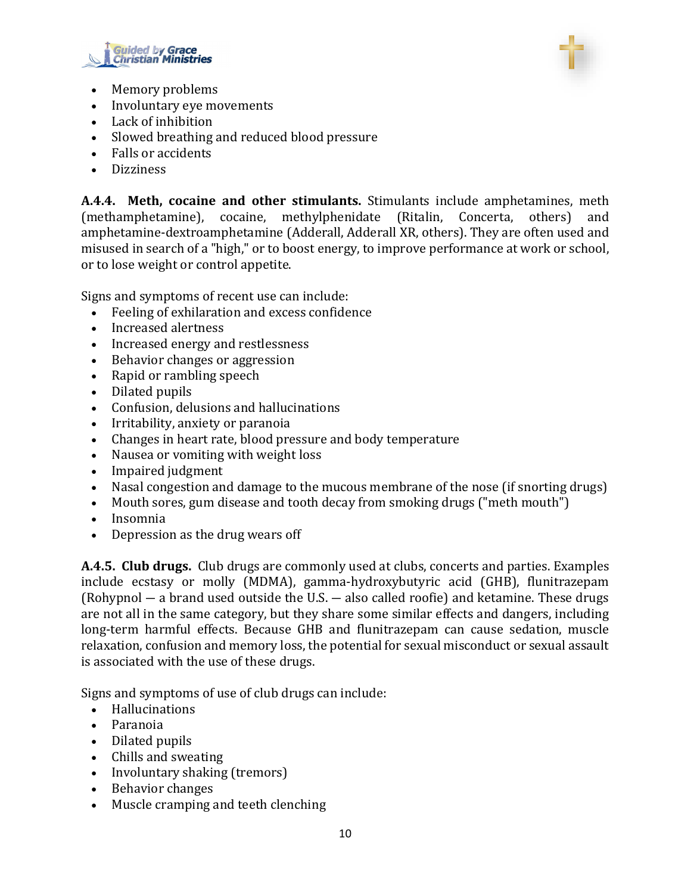- Memory problems
- Involuntary eye movements
- Lack of inhibition
- Slowed breathing and reduced blood pressure
- Falls or accidents
- Dizziness

**A.4.4. Meth, cocaine and other stimulants.** Stimulants include amphetamines, meth (methamphetamine), cocaine, methylphenidate (Ritalin, Concerta, others) and amphetamine-dextroamphetamine (Adderall, Adderall XR, others). They are often used and misused in search of a "high," or to boost energy, to improve performance at work or school, or to lose weight or control appetite.

Signs and symptoms of recent use can include:

- Feeling of exhilaration and excess confidence
- Increased alertness
- Increased energy and restlessness
- Behavior changes or aggression
- Rapid or rambling speech
- Dilated pupils
- Confusion, delusions and hallucinations
- Irritability, anxiety or paranoia
- Changes in heart rate, blood pressure and body temperature
- Nausea or vomiting with weight loss
- Impaired judgment
- Nasal congestion and damage to the mucous membrane of the nose (if snorting drugs)
- Mouth sores, gum disease and tooth decay from smoking drugs ("meth mouth")
- Insomnia
- Depression as the drug wears off

**A.4.5. Club drugs.** Club drugs are commonly used at clubs, concerts and parties. Examples include ecstasy or molly (MDMA), gamma-hydroxybutyric acid (GHB), flunitrazepam (Rohypnol — a brand used outside the U.S. — also called roofie) and ketamine. These drugs are not all in the same category, but they share some similar effects and dangers, including long-term harmful effects. Because GHB and flunitrazepam can cause sedation, muscle relaxation, confusion and memory loss, the potential for sexual misconduct or sexual assault is associated with the use of these drugs.

Signs and symptoms of use of club drugs can include:

- Hallucinations
- Paranoia
- Dilated pupils
- Chills and sweating
- Involuntary shaking (tremors)
- Behavior changes
- Muscle cramping and teeth clenching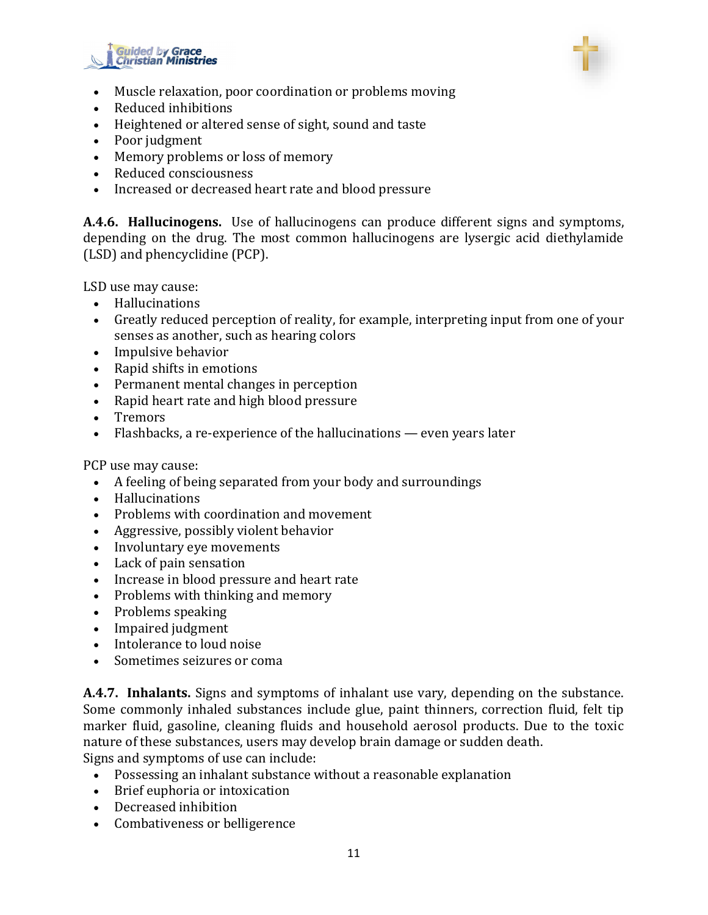- Muscle relaxation, poor coordination or problems moving
- Reduced inhibitions
- Heightened or altered sense of sight, sound and taste
- Poor judgment
- Memory problems or loss of memory
- Reduced consciousness
- Increased or decreased heart rate and blood pressure

**A.4.6. Hallucinogens.** Use of hallucinogens can produce different signs and symptoms, depending on the drug. The most common hallucinogens are lysergic acid diethylamide (LSD) and phencyclidine (PCP).

LSD use may cause:

- Hallucinations
- Greatly reduced perception of reality, for example, interpreting input from one of your senses as another, such as hearing colors
- Impulsive behavior
- Rapid shifts in emotions
- Permanent mental changes in perception
- Rapid heart rate and high blood pressure
- Tremors
- Flashbacks, a re-experience of the hallucinations — even years later

PCP use may cause:

- A feeling of being separated from your body and surroundings
- Hallucinations
- Problems with coordination and movement
- Aggressive, possibly violent behavior
- Involuntary eye movements
- Lack of pain sensation
- Increase in blood pressure and heart rate
- Problems with thinking and memory
- Problems speaking
- Impaired judgment
- Intolerance to loud noise
- Sometimes seizures or coma

**A.4.7. Inhalants.** Signs and symptoms of inhalant use vary, depending on the substance. Some commonly inhaled substances include glue, paint thinners, correction fluid, felt tip marker fluid, gasoline, cleaning fluids and household aerosol products. Due to the toxic nature of these substances, users may develop brain damage or sudden death.
Signs and symptoms of use can include:

- Possessing an inhalant substance without a reasonable explanation
- Brief euphoria or intoxication
- Decreased inhibition
- Combativeness or belligerence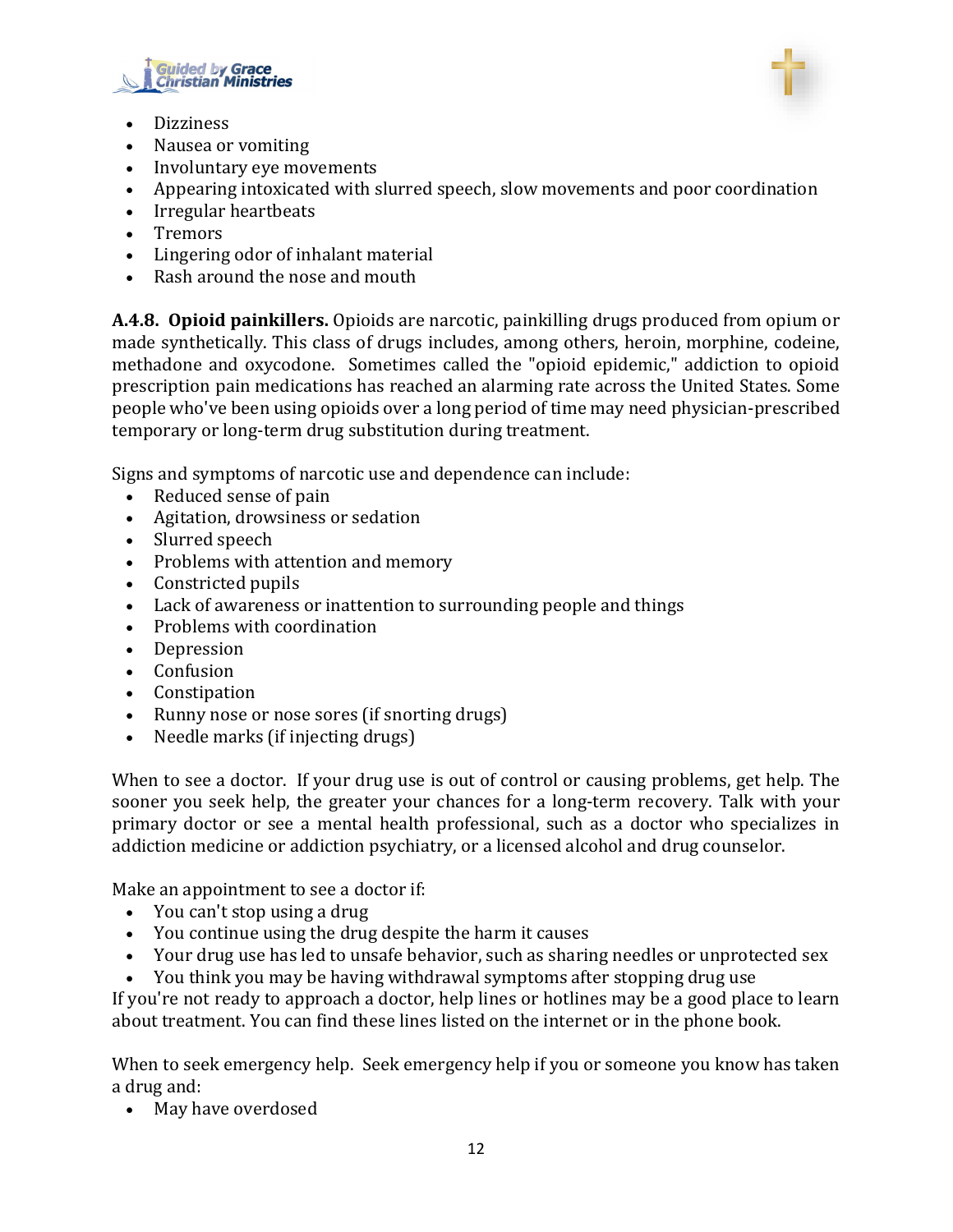- Dizziness
- Nausea or vomiting
- Involuntary eye movements
- Appearing intoxicated with slurred speech, slow movements and poor coordination
- Irregular heartbeats
- Tremors
- Lingering odor of inhalant material
- Rash around the nose and mouth

**A.4.8. Opioid painkillers.** Opioids are narcotic, painkilling drugs produced from opium or made synthetically. This class of drugs includes, among others, heroin, morphine, codeine, methadone and oxycodone. Sometimes called the "opioid epidemic," addiction to opioid prescription pain medications has reached an alarming rate across the United States. Some people who've been using opioids over a long period of time may need physician-prescribed temporary or long-term drug substitution during treatment.

Signs and symptoms of narcotic use and dependence can include:

- Reduced sense of pain
- Agitation, drowsiness or sedation
- Slurred speech
- Problems with attention and memory
- Constricted pupils
- Lack of awareness or inattention to surrounding people and things
- Problems with coordination
- Depression
- Confusion
- Constipation
- Runny nose or nose sores (if snorting drugs)
- Needle marks (if injecting drugs)

When to see a doctor. If your drug use is out of control or causing problems, get help. The sooner you seek help, the greater your chances for a long-term recovery. Talk with your primary doctor or see a mental health professional, such as a doctor who specializes in addiction medicine or addiction psychiatry, or a licensed alcohol and drug counselor.

Make an appointment to see a doctor if:

- You can't stop using a drug
- You continue using the drug despite the harm it causes
- Your drug use has led to unsafe behavior, such as sharing needles or unprotected sex
- You think you may be having withdrawal symptoms after stopping drug use

If you're not ready to approach a doctor, help lines or hotlines may be a good place to learn about treatment. You can find these lines listed on the internet or in the phone book.

When to seek emergency help. Seek emergency help if you or someone you know has taken a drug and:

- May have overdosed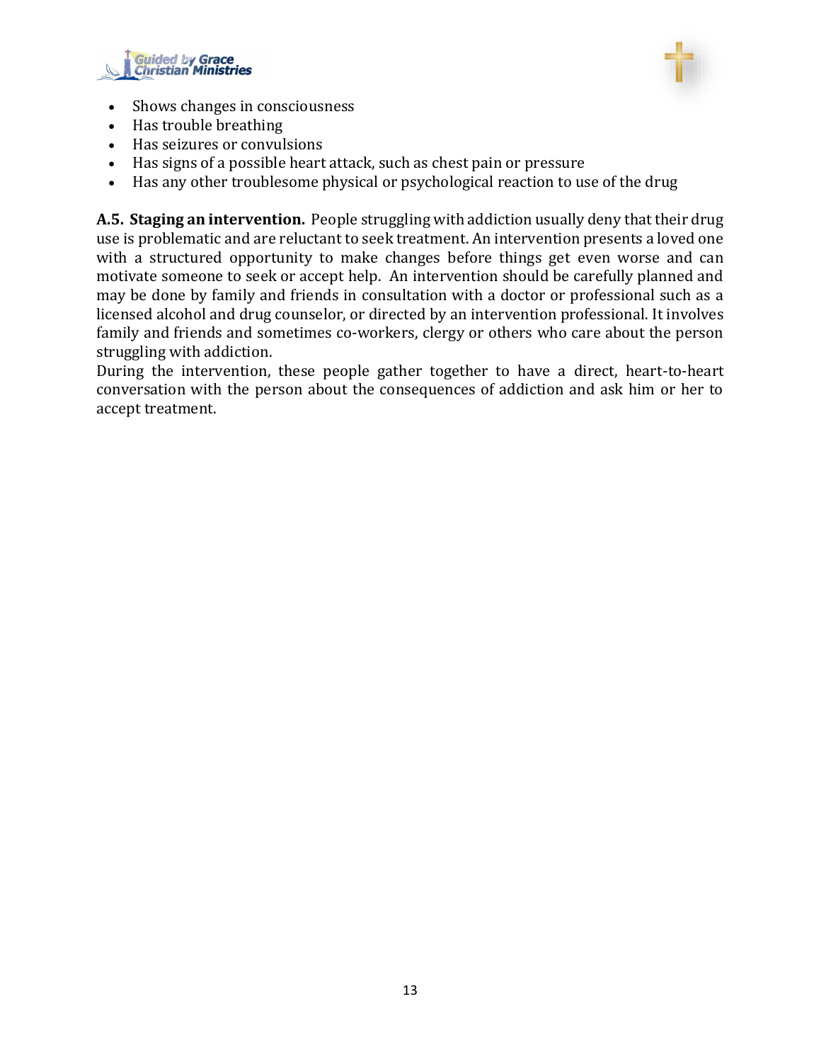- Shows changes in consciousness
- Has trouble breathing
- Has seizures or convulsions
- Has signs of a possible heart attack, such as chest pain or pressure
- Has any other troublesome physical or psychological reaction to use of the drug

**A.5. Staging an intervention.** People struggling with addiction usually deny that their drug use is problematic and are reluctant to seek treatment. An intervention presents a loved one with a structured opportunity to make changes before things get even worse and can motivate someone to seek or accept help. An intervention should be carefully planned and may be done by family and friends in consultation with a doctor or professional such as a licensed alcohol and drug counselor, or directed by an intervention professional. It involves family and friends and sometimes co-workers, clergy or others who care about the person struggling with addiction.

During the intervention, these people gather together to have a direct, heart-to-heart conversation with the person about the consequences of addiction and ask him or her to accept treatment.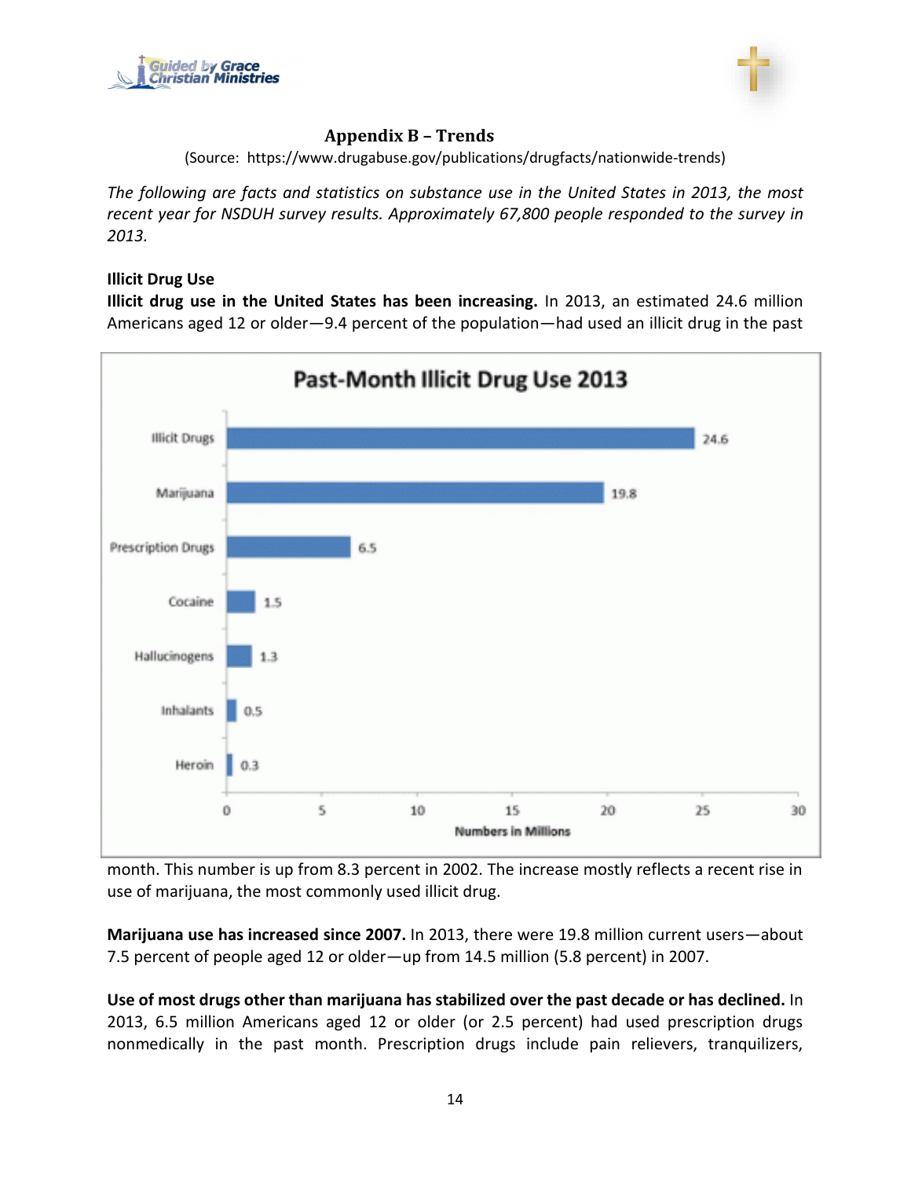## Appendix B – Trends

(Source: https://www.drugabuse.gov/publications/drugfacts/nationwide-trends)

*The following are facts and statistics on substance use in the United States in 2013, the most recent year for NSDUH survey results. Approximately 67,800 people responded to the survey in 2013.*

**Illicit Drug Use**

**Illicit drug use in the United States has been increasing.** In 2013, an estimated 24.6 million Americans aged 12 or older—9.4 percent of the population—had used an illicit drug in the past month. This number is up from 8.3 percent in 2002. The increase mostly reflects a recent rise in use of marijuana, the most commonly used illicit drug.

**Past-Month Illicit Drug Use 2013**

| Drug | Numbers in Millions |
|---|---|
| Illicit Drugs | 24.6 |
| Marijuana | 19.8 |
| Prescription Drugs | 6.5 |
| Cocaine | 1.5 |
| Hallucinogens | 1.3 |
| Inhalants | 0.5 |
| Heroin | 0.3 |

**Marijuana use has increased since 2007.** In 2013, there were 19.8 million current users—about 7.5 percent of people aged 12 or older—up from 14.5 million (5.8 percent) in 2007.

**Use of most drugs other than marijuana has stabilized over the past decade or has declined.** In 2013, 6.5 million Americans aged 12 or older (or 2.5 percent) had used prescription drugs nonmedically in the past month. Prescription drugs include pain relievers, tranquilizers,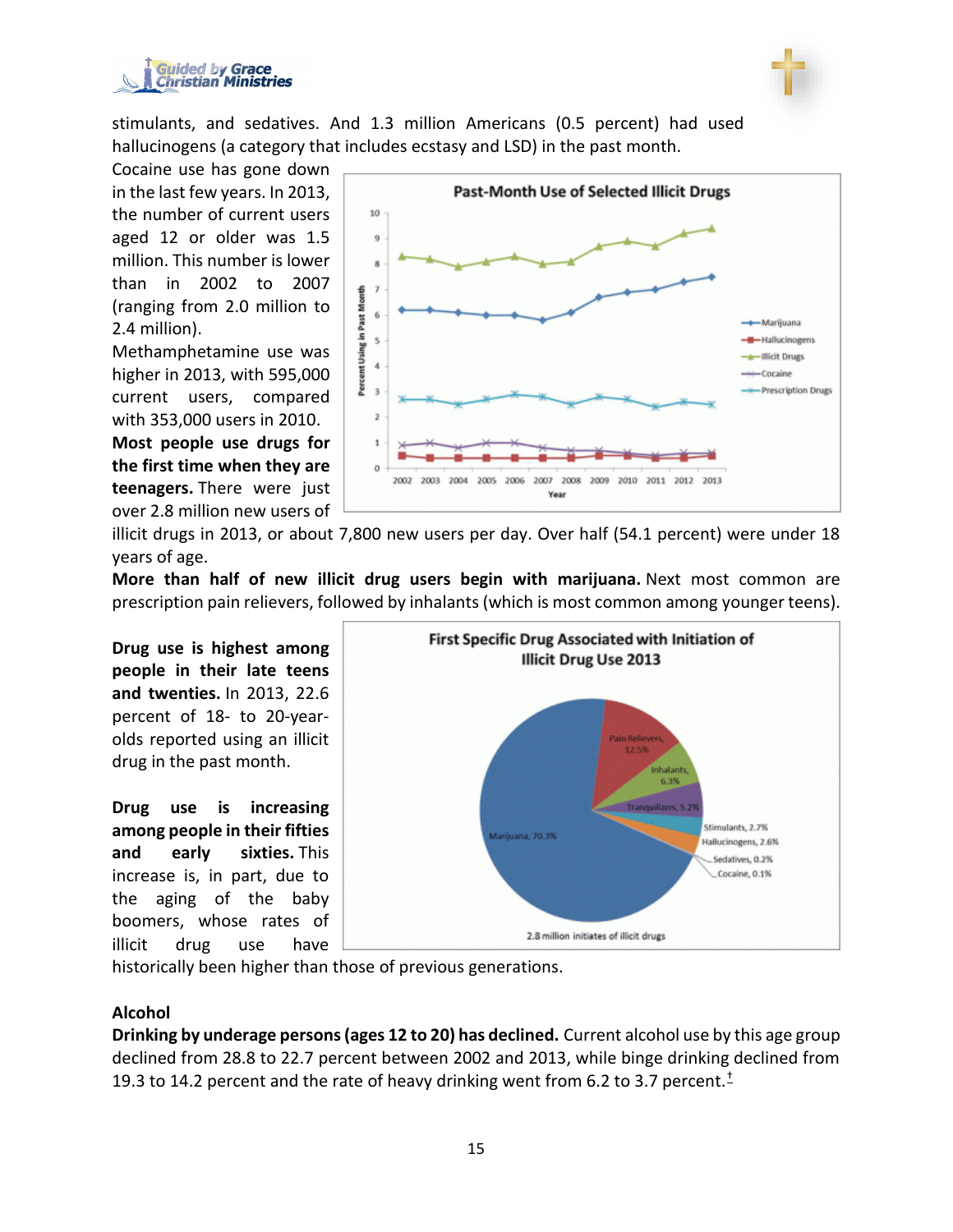stimulants, and sedatives. And 1.3 million Americans (0.5 percent) had used hallucinogens (a category that includes ecstasy and LSD) in the past month.

Cocaine use has gone down in the last few years. In 2013, the number of current users aged 12 or older was 1.5 million. This number is lower than in 2002 to 2007 (ranging from 2.0 million to 2.4 million).

Methamphetamine use was higher in 2013, with 595,000 current users, compared with 353,000 users in 2010.

**Most people use drugs for the first time when they are teenagers.** There were just over 2.8 million new users of illicit drugs in 2013, or about 7,800 new users per day. Over half (54.1 percent) were under 18 years of age.

**More than half of new illicit drug users begin with marijuana.** Next most common are prescription pain relievers, followed by inhalants (which is most common among younger teens).

**Drug use is highest among people in their late teens and twenties.** In 2013, 22.6 percent of 18- to 20-year-olds reported using an illicit drug in the past month.

**Drug use is increasing among people in their fifties and early sixties.** This increase is, in part, due to the aging of the baby boomers, whose rates of illicit drug use have historically been higher than those of previous generations.

**Alcohol**

**Drinking by underage persons (ages 12 to 20) has declined.** Current alcohol use by this age group declined from 28.8 to 22.7 percent between 2002 and 2013, while binge drinking declined from 19.3 to 14.2 percent and the rate of heavy drinking went from 6.2 to 3.7 percent.[†]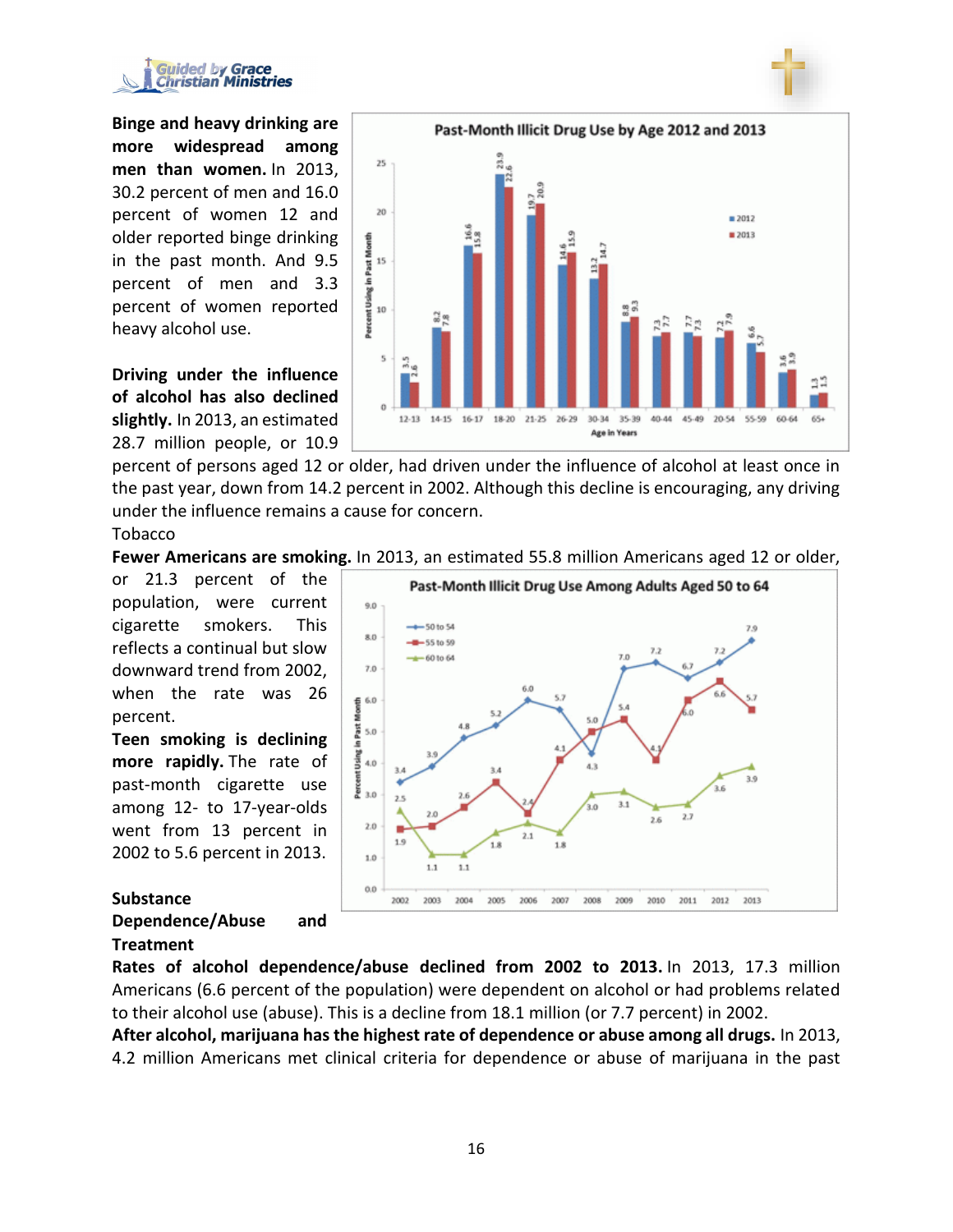**Binge and heavy drinking are more widespread among men than women.** In 2013, 30.2 percent of men and 16.0 percent of women 12 and older reported binge drinking in the past month. And 9.5 percent of men and 3.3 percent of women reported heavy alcohol use.

**Driving under the influence of alcohol has also declined slightly.** In 2013, an estimated 28.7 million people, or 10.9 percent of persons aged 12 or older, had driven under the influence of alcohol at least once in the past year, down from 14.2 percent in 2002. Although this decline is encouraging, any driving under the influence remains a cause for concern.

Tobacco

**Fewer Americans are smoking.** In 2013, an estimated 55.8 million Americans aged 12 or older, or 21.3 percent of the population, were current cigarette smokers. This reflects a continual but slow downward trend from 2002, when the rate was 26 percent.

**Teen smoking is declining more rapidly.** The rate of past-month cigarette use among 12- to 17-year-olds went from 13 percent in 2002 to 5.6 percent in 2013.

**Substance Dependence/Abuse and Treatment**

**Rates of alcohol dependence/abuse declined from 2002 to 2013.** In 2013, 17.3 million Americans (6.6 percent of the population) were dependent on alcohol or had problems related to their alcohol use (abuse). This is a decline from 18.1 million (or 7.7 percent) in 2002.

**After alcohol, marijuana has the highest rate of dependence or abuse among all drugs.** In 2013, 4.2 million Americans met clinical criteria for dependence or abuse of marijuana in the past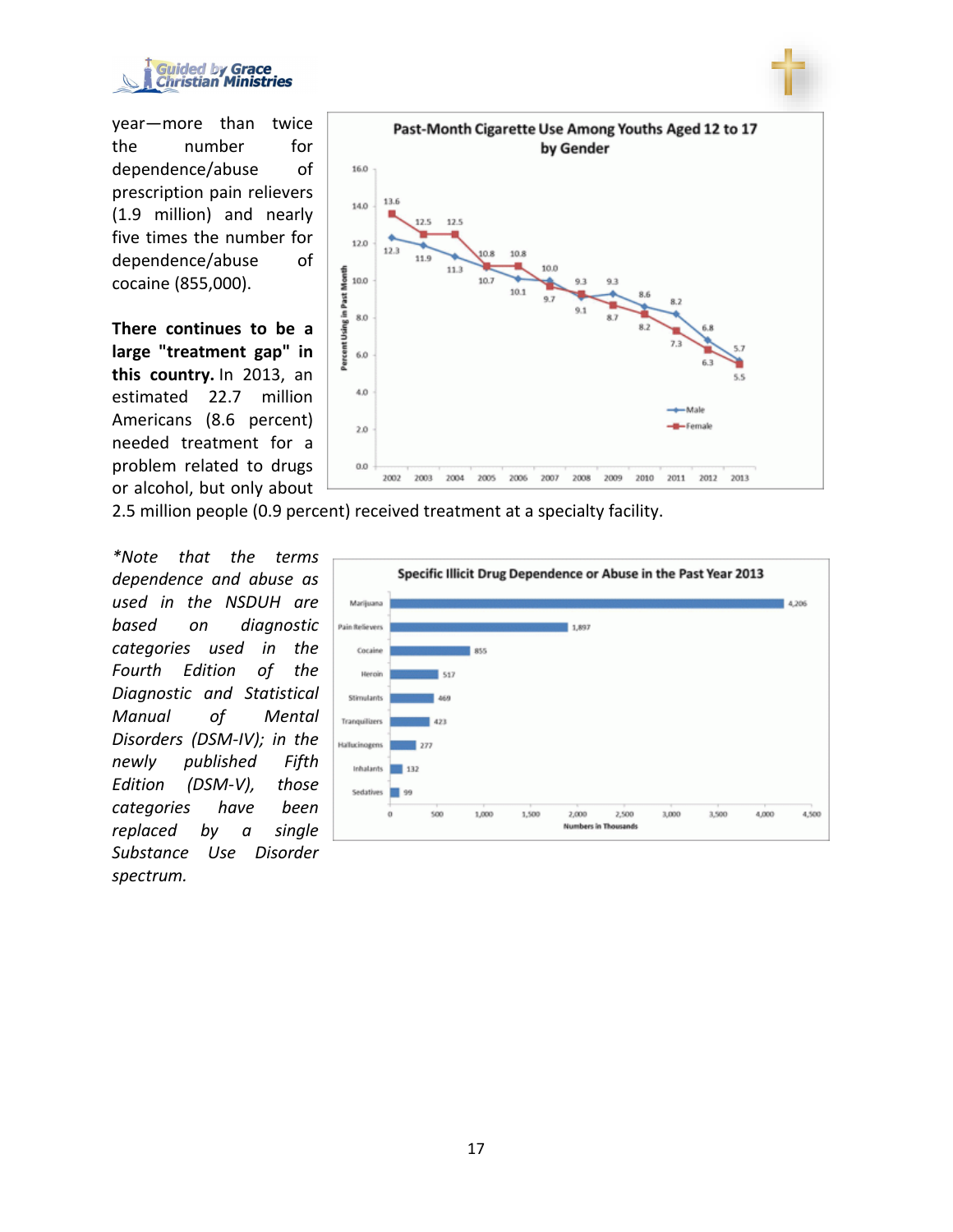year—more than twice the number for dependence/abuse of prescription pain relievers (1.9 million) and nearly five times the number for dependence/abuse of cocaine (855,000).

**There continues to be a large "treatment gap" in this country.** In 2013, an estimated 22.7 million Americans (8.6 percent) needed treatment for a problem related to drugs or alcohol, but only about 2.5 million people (0.9 percent) received treatment at a specialty facility.

Past-Month Cigarette Use Among Youths Aged 12 to 17 by Gender

Percent Using in Past Month

16.0
14.0
12.0
10.0
8.0
6.0
4.0
2.0
0.0

2002 2003 2004 2005 2006 2007 2008 2009 2010 2011 2012 2013

Male: 12.3, 11.9, 11.3, 10.7, 10.1, 10.0, 9.1, 9.3, 8.6, 8.2, 6.8, 5.7

Female: 13.6, 12.5, 12.5, 10.8, 10.8, 9.7, 9.3, 8.7, 8.2, 7.3, 6.3, 5.5

Male
Female

*\*Note that the terms dependence and abuse as used in the NSDUH are based on diagnostic categories used in the Fourth Edition of the Diagnostic and Statistical Manual of Mental Disorders (DSM-IV); in the newly published Fifth Edition (DSM-V), those categories have been replaced by a single Substance Use Disorder spectrum.*

Specific Illicit Drug Dependence or Abuse in the Past Year 2013

Marijuana 4,206
Pain Relievers 1,897
Cocaine 855
Heroin 517
Stimulants 469
Tranquilizers 423
Hallucinogens 277
Inhalants 132
Sedatives 99

0 500 1,000 1,500 2,000 2,500 3,000 3,500 4,000 4,500

Numbers in Thousands